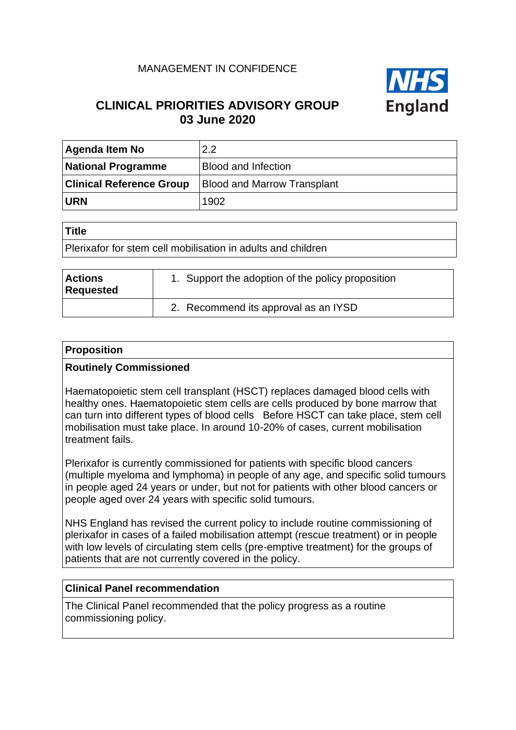MANAGEMENT IN CONFIDENCE

# CLINICAL PRIORITIES ADVISORY GROUP
## 03 June 2020

| **Agenda Item No** | 2.2 |
|---|---|
| **National Programme** | Blood and Infection |
| **Clinical Reference Group** | Blood and Marrow Transplant |
| **URN** | 1902 |

| **Title** |
|---|
| Plerixafor for stem cell mobilisation in adults and children |

| **Actions Requested** | 1. Support the adoption of the policy proposition |
|---|---|
| | 2. Recommend its approval as an IYSD |

| **Proposition** |
|---|
| **Routinely Commissioned**<br><br>Haematopoietic stem cell transplant (HSCT) replaces damaged blood cells with healthy ones. Haematopoietic stem cells are cells produced by bone marrow that can turn into different types of blood cells Before HSCT can take place, stem cell mobilisation must take place. In around 10-20% of cases, current mobilisation treatment fails.<br><br>Plerixafor is currently commissioned for patients with specific blood cancers (multiple myeloma and lymphoma) in people of any age, and specific solid tumours in people aged 24 years or under, but not for patients with other blood cancers or people aged over 24 years with specific solid tumours.<br><br>NHS England has revised the current policy to include routine commissioning of plerixafor in cases of a failed mobilisation attempt (rescue treatment) or in people with low levels of circulating stem cells (pre-emptive treatment) for the groups of patients that are not currently covered in the policy. |

| **Clinical Panel recommendation** |
|---|
| The Clinical Panel recommended that the policy progress as a routine commissioning policy. |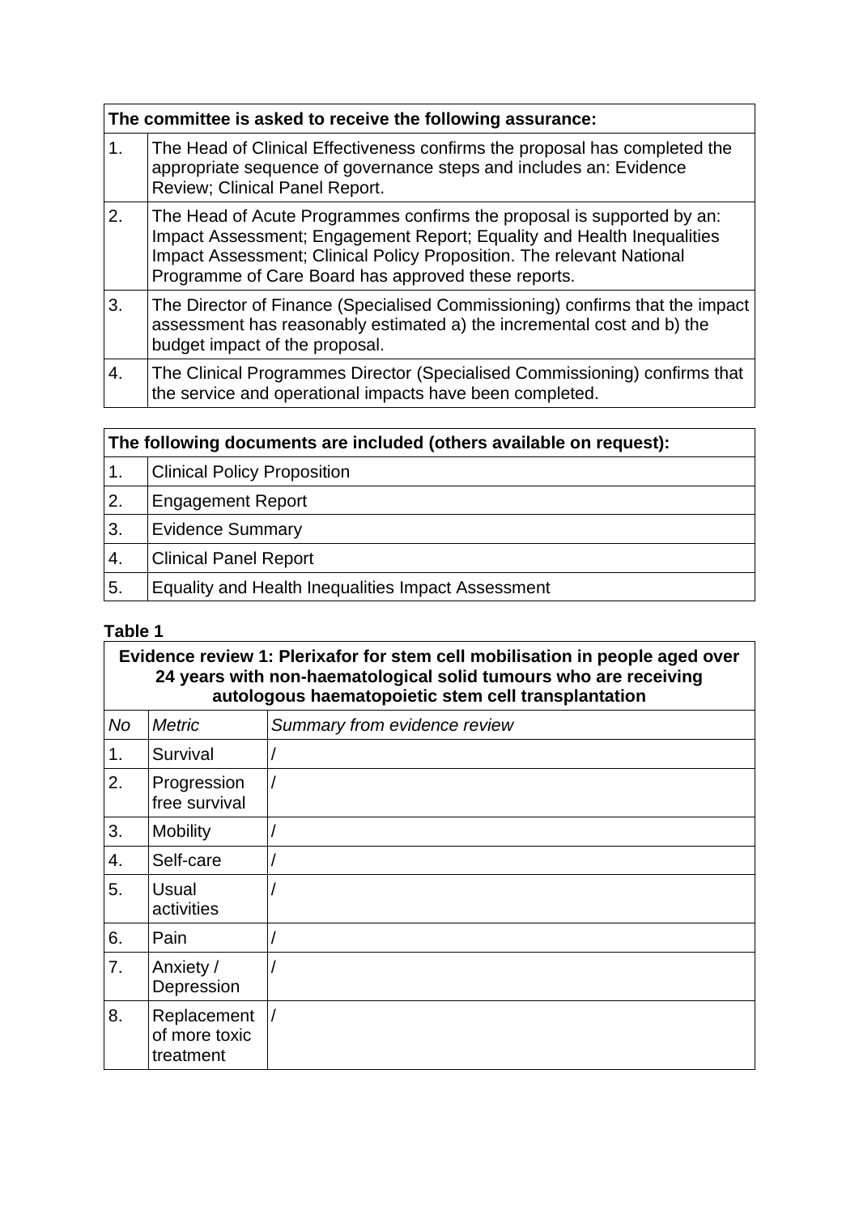| The committee is asked to receive the following assurance: | |
|---|---|
| 1. | The Head of Clinical Effectiveness confirms the proposal has completed the appropriate sequence of governance steps and includes an: Evidence Review; Clinical Panel Report. |
| 2. | The Head of Acute Programmes confirms the proposal is supported by an: Impact Assessment; Engagement Report; Equality and Health Inequalities Impact Assessment; Clinical Policy Proposition. The relevant National Programme of Care Board has approved these reports. |
| 3. | The Director of Finance (Specialised Commissioning) confirms that the impact assessment has reasonably estimated a) the incremental cost and b) the budget impact of the proposal. |
| 4. | The Clinical Programmes Director (Specialised Commissioning) confirms that the service and operational impacts have been completed. |

| The following documents are included (others available on request): | |
|---|---|
| 1. | Clinical Policy Proposition |
| 2. | Engagement Report |
| 3. | Evidence Summary |
| 4. | Clinical Panel Report |
| 5. | Equality and Health Inequalities Impact Assessment |

**Table 1**

| Evidence review 1: Plerixafor for stem cell mobilisation in people aged over 24 years with non-haematological solid tumours who are receiving autologous haematopoietic stem cell transplantation | | |
|---|---|---|
| *No* | *Metric* | *Summary from evidence review* |
| 1. | Survival | / |
| 2. | Progression free survival | / |
| 3. | Mobility | / |
| 4. | Self-care | / |
| 5. | Usual activities | / |
| 6. | Pain | / |
| 7. | Anxiety / Depression | / |
| 8. | Replacement of more toxic treatment | / |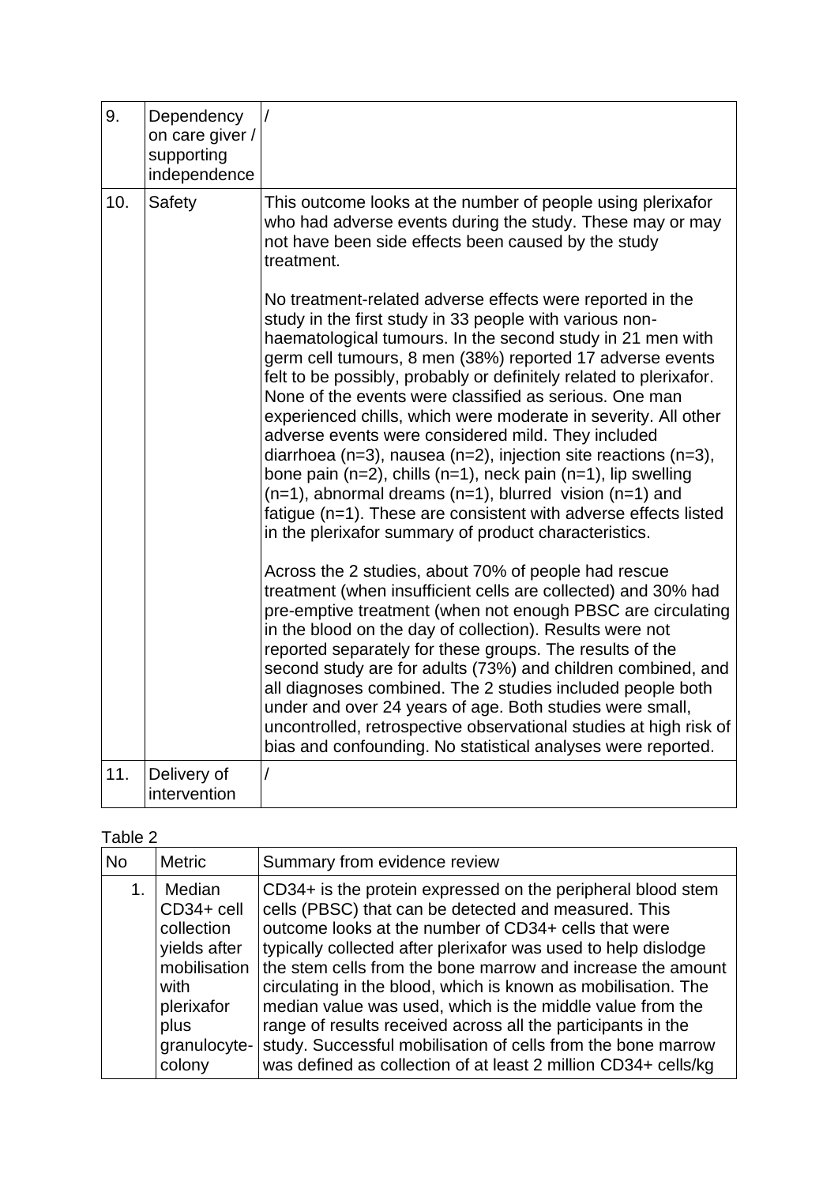| 9. | Dependency on care giver / supporting independence | / |
|---|---|---|
| 10. | Safety | This outcome looks at the number of people using plerixafor who had adverse events during the study. These may or may not have been side effects been caused by the study treatment.<br><br>No treatment-related adverse effects were reported in the study in the first study in 33 people with various non-haematological tumours. In the second study in 21 men with germ cell tumours, 8 men (38%) reported 17 adverse events felt to be possibly, probably or definitely related to plerixafor. None of the events were classified as serious. One man experienced chills, which were moderate in severity. All other adverse events were considered mild. They included diarrhoea (n=3), nausea (n=2), injection site reactions (n=3), bone pain (n=2), chills (n=1), neck pain (n=1), lip swelling (n=1), abnormal dreams (n=1), blurred vision (n=1) and fatigue (n=1). These are consistent with adverse effects listed in the plerixafor summary of product characteristics.<br><br>Across the 2 studies, about 70% of people had rescue treatment (when insufficient cells are collected) and 30% had pre-emptive treatment (when not enough PBSC are circulating in the blood on the day of collection). Results were not reported separately for these groups. The results of the second study are for adults (73%) and children combined, and all diagnoses combined. The 2 studies included people both under and over 24 years of age. Both studies were small, uncontrolled, retrospective observational studies at high risk of bias and confounding. No statistical analyses were reported. |
| 11. | Delivery of intervention | / |

Table 2

| No | Metric | Summary from evidence review |
|---|---|---|
| 1. | Median CD34+ cell collection yields after mobilisation with plerixafor plus granulocyte-colony | CD34+ is the protein expressed on the peripheral blood stem cells (PBSC) that can be detected and measured. This outcome looks at the number of CD34+ cells that were typically collected after plerixafor was used to help dislodge the stem cells from the bone marrow and increase the amount circulating in the blood, which is known as mobilisation. The median value was used, which is the middle value from the range of results received across all the participants in the study. Successful mobilisation of cells from the bone marrow was defined as collection of at least 2 million CD34+ cells/kg |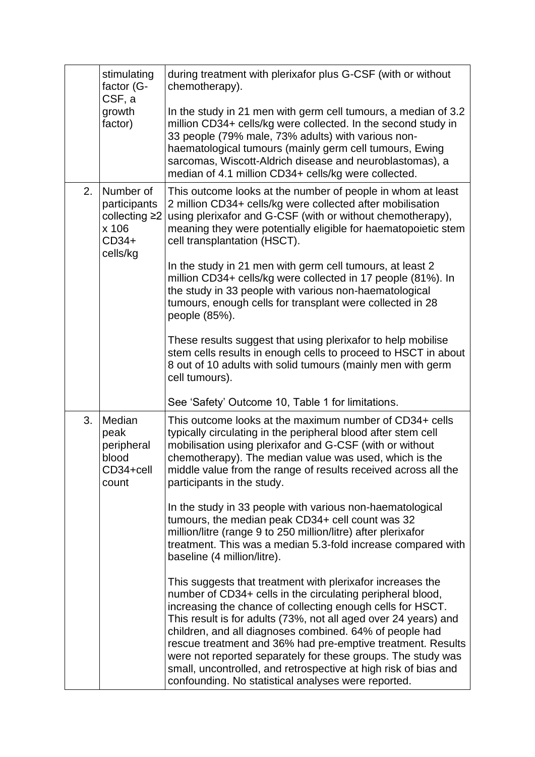|  |  |  |
|---|---|---|
|  | stimulating factor (G-CSF, a growth factor) | during treatment with plerixafor plus G-CSF (with or without chemotherapy).<br><br>In the study in 21 men with germ cell tumours, a median of 3.2 million CD34+ cells/kg were collected. In the second study in 33 people (79% male, 73% adults) with various non-haematological tumours (mainly germ cell tumours, Ewing sarcomas, Wiscott-Aldrich disease and neuroblastomas), a median of 4.1 million CD34+ cells/kg were collected. |
| 2. | Number of participants collecting ≥2 x 106 CD34+ cells/kg | This outcome looks at the number of people in whom at least 2 million CD34+ cells/kg were collected after mobilisation using plerixafor and G-CSF (with or without chemotherapy), meaning they were potentially eligible for haematopoietic stem cell transplantation (HSCT).<br><br>In the study in 21 men with germ cell tumours, at least 2 million CD34+ cells/kg were collected in 17 people (81%). In the study in 33 people with various non-haematological tumours, enough cells for transplant were collected in 28 people (85%).<br><br>These results suggest that using plerixafor to help mobilise stem cells results in enough cells to proceed to HSCT in about 8 out of 10 adults with solid tumours (mainly men with germ cell tumours).<br><br>See 'Safety' Outcome 10, Table 1 for limitations. |
| 3. | Median peak peripheral blood CD34+cell count | This outcome looks at the maximum number of CD34+ cells typically circulating in the peripheral blood after stem cell mobilisation using plerixafor and G-CSF (with or without chemotherapy). The median value was used, which is the middle value from the range of results received across all the participants in the study.<br><br>In the study in 33 people with various non-haematological tumours, the median peak CD34+ cell count was 32 million/litre (range 9 to 250 million/litre) after plerixafor treatment. This was a median 5.3-fold increase compared with baseline (4 million/litre).<br><br>This suggests that treatment with plerixafor increases the number of CD34+ cells in the circulating peripheral blood, increasing the chance of collecting enough cells for HSCT. This result is for adults (73%, not all aged over 24 years) and children, and all diagnoses combined. 64% of people had rescue treatment and 36% had pre-emptive treatment. Results were not reported separately for these groups. The study was small, uncontrolled, and retrospective at high risk of bias and confounding. No statistical analyses were reported. |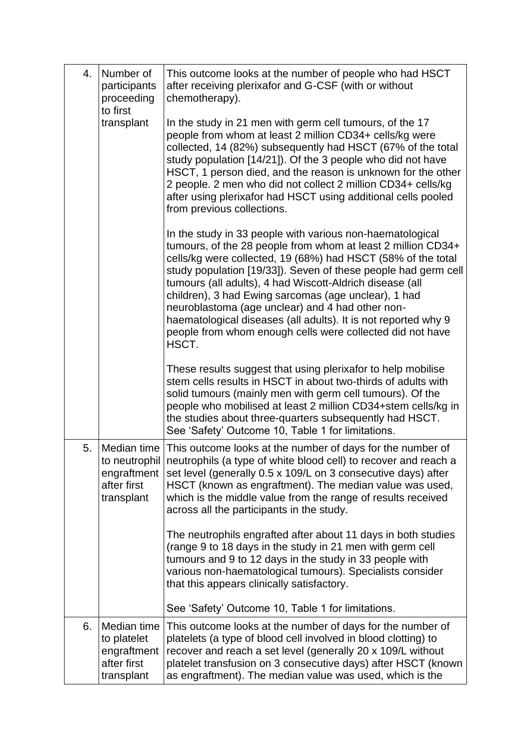| | | |
|---|---|---|
| 4. | Number of participants proceeding to first transplant | This outcome looks at the number of people who had HSCT after receiving plerixafor and G-CSF (with or without chemotherapy).<br><br>In the study in 21 men with germ cell tumours, of the 17 people from whom at least 2 million CD34+ cells/kg were collected, 14 (82%) subsequently had HSCT (67% of the total study population [14/21]). Of the 3 people who did not have HSCT, 1 person died, and the reason is unknown for the other 2 people. 2 men who did not collect 2 million CD34+ cells/kg after using plerixafor had HSCT using additional cells pooled from previous collections.<br><br>In the study in 33 people with various non-haematological tumours, of the 28 people from whom at least 2 million CD34+ cells/kg were collected, 19 (68%) had HSCT (58% of the total study population [19/33]). Seven of these people had germ cell tumours (all adults), 4 had Wiscott-Aldrich disease (all children), 3 had Ewing sarcomas (age unclear), 1 had neuroblastoma (age unclear) and 4 had other non-haematological diseases (all adults). It is not reported why 9 people from whom enough cells were collected did not have HSCT.<br><br>These results suggest that using plerixafor to help mobilise stem cells results in HSCT in about two-thirds of adults with solid tumours (mainly men with germ cell tumours). Of the people who mobilised at least 2 million CD34+stem cells/kg in the studies about three-quarters subsequently had HSCT. See 'Safety' Outcome 10, Table 1 for limitations. |
| 5. | Median time to neutrophil engraftment after first transplant | This outcome looks at the number of days for the number of neutrophils (a type of white blood cell) to recover and reach a set level (generally 0.5 x 109/L on 3 consecutive days) after HSCT (known as engraftment). The median value was used, which is the middle value from the range of results received across all the participants in the study.<br><br>The neutrophils engrafted after about 11 days in both studies (range 9 to 18 days in the study in 21 men with germ cell tumours and 9 to 12 days in the study in 33 people with various non-haematological tumours). Specialists consider that this appears clinically satisfactory.<br><br>See 'Safety' Outcome 10, Table 1 for limitations. |
| 6. | Median time to platelet engraftment after first transplant | This outcome looks at the number of days for the number of platelets (a type of blood cell involved in blood clotting) to recover and reach a set level (generally 20 x 109/L without platelet transfusion on 3 consecutive days) after HSCT (known as engraftment). The median value was used, which is the |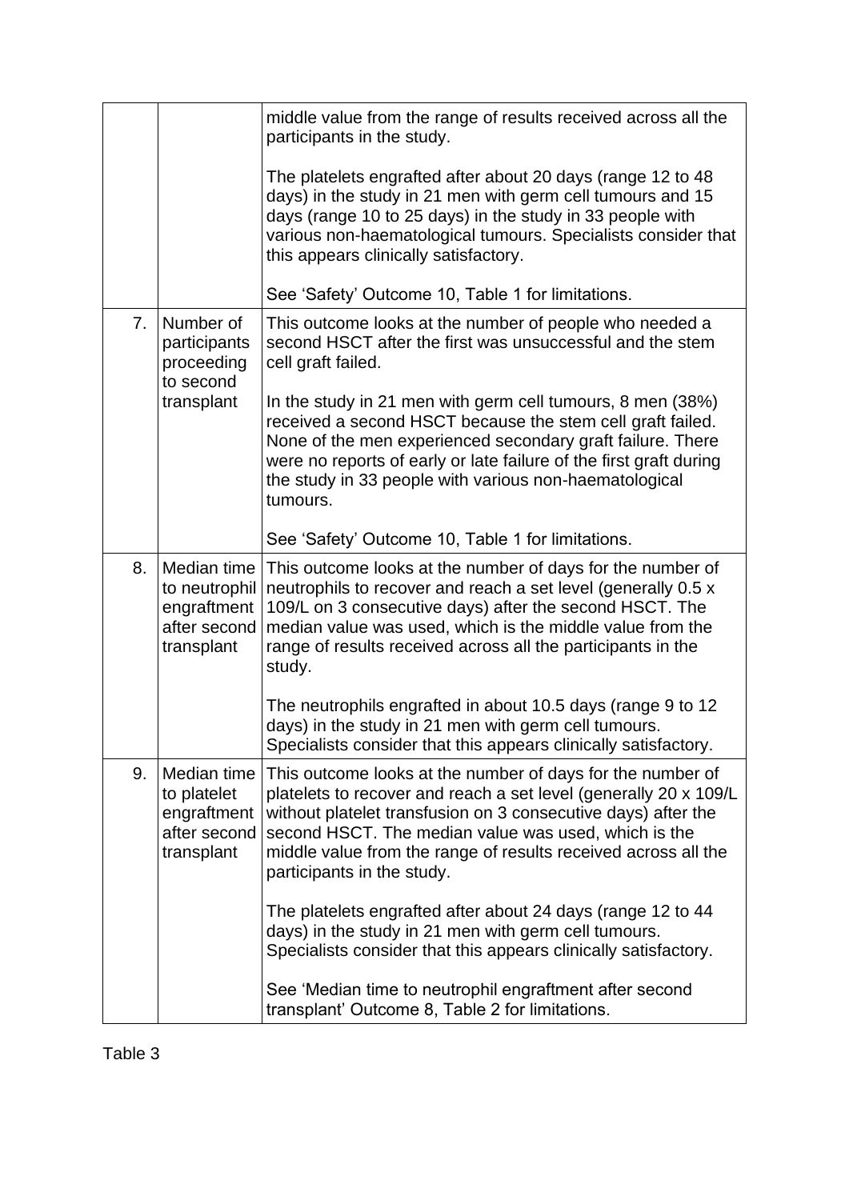|  |  |  |
|---|---|---|
|  |  | middle value from the range of results received across all the participants in the study.<br><br>The platelets engrafted after about 20 days (range 12 to 48 days) in the study in 21 men with germ cell tumours and 15 days (range 10 to 25 days) in the study in 33 people with various non-haematological tumours. Specialists consider that this appears clinically satisfactory.<br><br>See 'Safety' Outcome 10, Table 1 for limitations. |
| 7. | Number of participants proceeding to second transplant | This outcome looks at the number of people who needed a second HSCT after the first was unsuccessful and the stem cell graft failed.<br><br>In the study in 21 men with germ cell tumours, 8 men (38%) received a second HSCT because the stem cell graft failed. None of the men experienced secondary graft failure. There were no reports of early or late failure of the first graft during the study in 33 people with various non-haematological tumours.<br><br>See 'Safety' Outcome 10, Table 1 for limitations. |
| 8. | Median time to neutrophil engraftment after second transplant | This outcome looks at the number of days for the number of neutrophils to recover and reach a set level (generally 0.5 x 109/L on 3 consecutive days) after the second HSCT. The median value was used, which is the middle value from the range of results received across all the participants in the study.<br><br>The neutrophils engrafted in about 10.5 days (range 9 to 12 days) in the study in 21 men with germ cell tumours. Specialists consider that this appears clinically satisfactory. |
| 9. | Median time to platelet engraftment after second transplant | This outcome looks at the number of days for the number of platelets to recover and reach a set level (generally 20 x 109/L without platelet transfusion on 3 consecutive days) after the second HSCT. The median value was used, which is the middle value from the range of results received across all the participants in the study.<br><br>The platelets engrafted after about 24 days (range 12 to 44 days) in the study in 21 men with germ cell tumours. Specialists consider that this appears clinically satisfactory.<br><br>See 'Median time to neutrophil engraftment after second transplant' Outcome 8, Table 2 for limitations. |

Table 3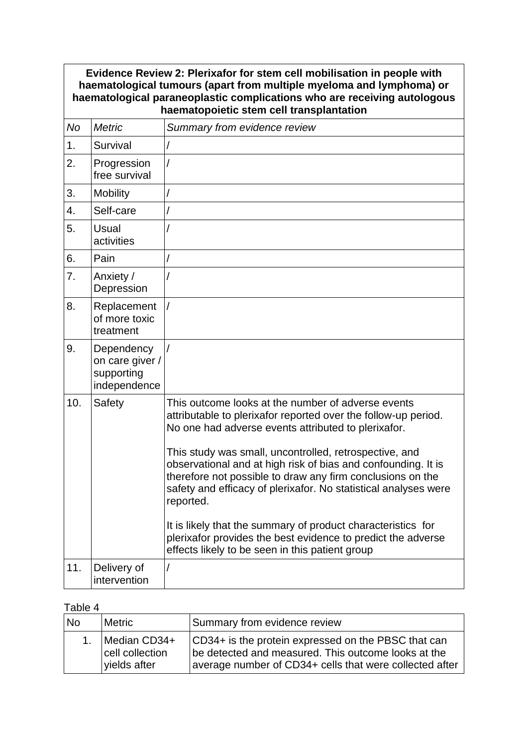| **Evidence Review 2: Plerixafor for stem cell mobilisation in people with haematological tumours (apart from multiple myeloma and lymphoma) or haematological paraneoplastic complications who are receiving autologous haematopoietic stem cell transplantation** | | |
|---|---|---|
| *No* | *Metric* | *Summary from evidence review* |
| 1. | Survival | / |
| 2. | Progression free survival | / |
| 3. | Mobility | / |
| 4. | Self-care | / |
| 5. | Usual activities | / |
| 6. | Pain | / |
| 7. | Anxiety / Depression | / |
| 8. | Replacement of more toxic treatment | / |
| 9. | Dependency on care giver / supporting independence | / |
| 10. | Safety | This outcome looks at the number of adverse events attributable to plerixafor reported over the follow-up period. No one had adverse events attributed to plerixafor.<br><br>This study was small, uncontrolled, retrospective, and observational and at high risk of bias and confounding. It is therefore not possible to draw any firm conclusions on the safety and efficacy of plerixafor. No statistical analyses were reported.<br><br>It is likely that the summary of product characteristics for plerixafor provides the best evidence to predict the adverse effects likely to be seen in this patient group |
| 11. | Delivery of intervention | / |

Table 4

| No | Metric | Summary from evidence review |
|---|---|---|
| 1. | Median CD34+ cell collection yields after | CD34+ is the protein expressed on the PBSC that can be detected and measured. This outcome looks at the average number of CD34+ cells that were collected after |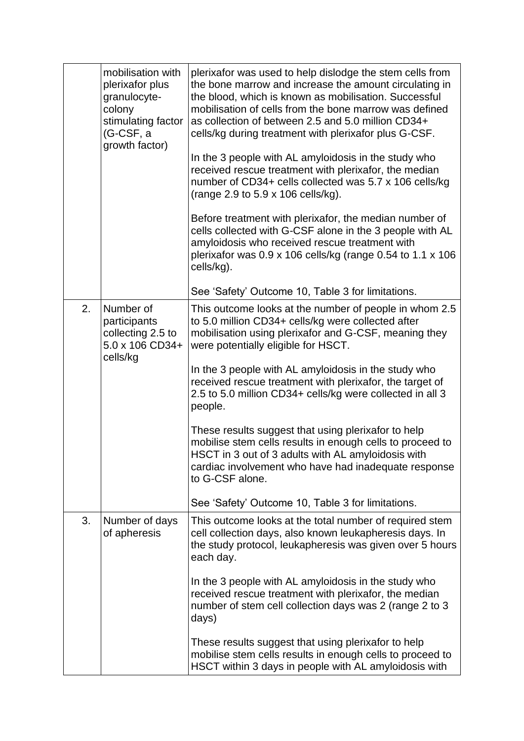|  | mobilisation with plerixafor plus granulocyte-colony stimulating factor (G-CSF, a growth factor) | plerixafor was used to help dislodge the stem cells from the bone marrow and increase the amount circulating in the blood, which is known as mobilisation. Successful mobilisation of cells from the bone marrow was defined as collection of between 2.5 and 5.0 million CD34+ cells/kg during treatment with plerixafor plus G-CSF.<br><br>In the 3 people with AL amyloidosis in the study who received rescue treatment with plerixafor, the median number of CD34+ cells collected was 5.7 x 106 cells/kg (range 2.9 to 5.9 x 106 cells/kg).<br><br>Before treatment with plerixafor, the median number of cells collected with G-CSF alone in the 3 people with AL amyloidosis who received rescue treatment with plerixafor was 0.9 x 106 cells/kg (range 0.54 to 1.1 x 106 cells/kg).<br><br>See 'Safety' Outcome 10, Table 3 for limitations. |
|---|---|---|
| 2. | Number of participants collecting 2.5 to 5.0 x 106 CD34+ cells/kg | This outcome looks at the number of people in whom 2.5 to 5.0 million CD34+ cells/kg were collected after mobilisation using plerixafor and G-CSF, meaning they were potentially eligible for HSCT.<br><br>In the 3 people with AL amyloidosis in the study who received rescue treatment with plerixafor, the target of 2.5 to 5.0 million CD34+ cells/kg were collected in all 3 people.<br><br>These results suggest that using plerixafor to help mobilise stem cells results in enough cells to proceed to HSCT in 3 out of 3 adults with AL amyloidosis with cardiac involvement who have had inadequate response to G-CSF alone.<br><br>See 'Safety' Outcome 10, Table 3 for limitations. |
| 3. | Number of days of apheresis | This outcome looks at the total number of required stem cell collection days, also known leukapheresis days. In the study protocol, leukapheresis was given over 5 hours each day.<br><br>In the 3 people with AL amyloidosis in the study who received rescue treatment with plerixafor, the median number of stem cell collection days was 2 (range 2 to 3 days)<br><br>These results suggest that using plerixafor to help mobilise stem cells results in enough cells to proceed to HSCT within 3 days in people with AL amyloidosis with |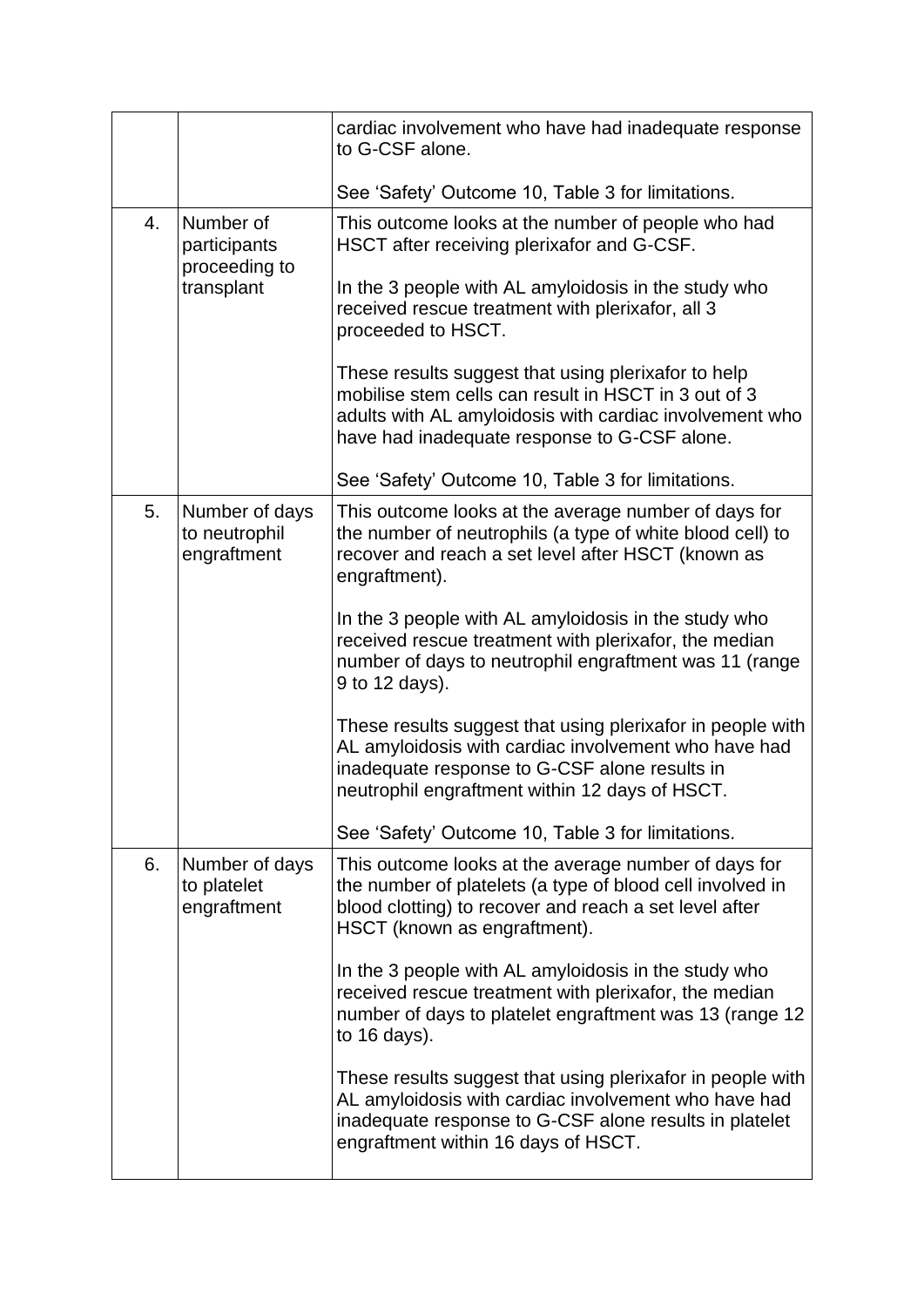|  |  |  |
|---|---|---|
|  |  | cardiac involvement who have had inadequate response to G-CSF alone.<br><br>See 'Safety' Outcome 10, Table 3 for limitations. |
| 4. | Number of participants proceeding to transplant | This outcome looks at the number of people who had HSCT after receiving plerixafor and G-CSF.<br><br>In the 3 people with AL amyloidosis in the study who received rescue treatment with plerixafor, all 3 proceeded to HSCT.<br><br>These results suggest that using plerixafor to help mobilise stem cells can result in HSCT in 3 out of 3 adults with AL amyloidosis with cardiac involvement who have had inadequate response to G-CSF alone.<br><br>See 'Safety' Outcome 10, Table 3 for limitations. |
| 5. | Number of days to neutrophil engraftment | This outcome looks at the average number of days for the number of neutrophils (a type of white blood cell) to recover and reach a set level after HSCT (known as engraftment).<br><br>In the 3 people with AL amyloidosis in the study who received rescue treatment with plerixafor, the median number of days to neutrophil engraftment was 11 (range 9 to 12 days).<br><br>These results suggest that using plerixafor in people with AL amyloidosis with cardiac involvement who have had inadequate response to G-CSF alone results in neutrophil engraftment within 12 days of HSCT.<br><br>See 'Safety' Outcome 10, Table 3 for limitations. |
| 6. | Number of days to platelet engraftment | This outcome looks at the average number of days for the number of platelets (a type of blood cell involved in blood clotting) to recover and reach a set level after HSCT (known as engraftment).<br><br>In the 3 people with AL amyloidosis in the study who received rescue treatment with plerixafor, the median number of days to platelet engraftment was 13 (range 12 to 16 days).<br><br>These results suggest that using plerixafor in people with AL amyloidosis with cardiac involvement who have had inadequate response to G-CSF alone results in platelet engraftment within 16 days of HSCT. |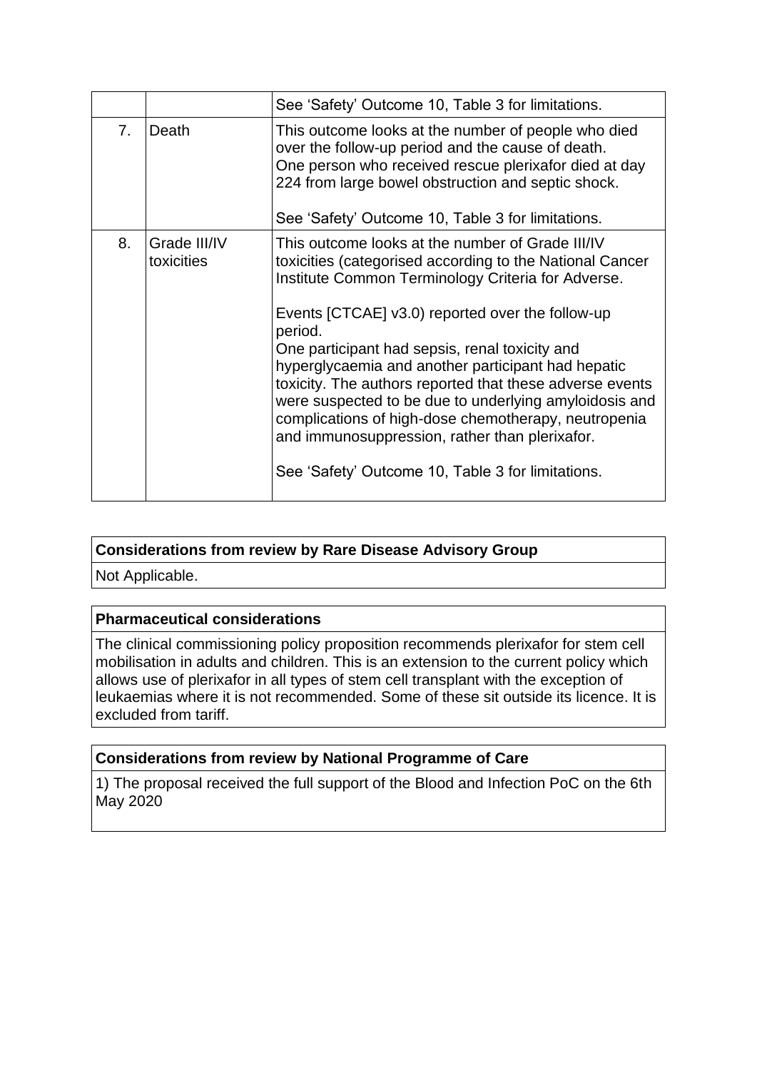| | | |
|---|---|---|
| | | See 'Safety' Outcome 10, Table 3 for limitations. |
| 7. | Death | This outcome looks at the number of people who died over the follow-up period and the cause of death. One person who received rescue plerixafor died at day 224 from large bowel obstruction and septic shock.<br><br>See 'Safety' Outcome 10, Table 3 for limitations. |
| 8. | Grade III/IV toxicities | This outcome looks at the number of Grade III/IV toxicities (categorised according to the National Cancer Institute Common Terminology Criteria for Adverse.<br><br>Events [CTCAE] v3.0) reported over the follow-up period.<br>One participant had sepsis, renal toxicity and hyperglycaemia and another participant had hepatic toxicity. The authors reported that these adverse events were suspected to be due to underlying amyloidosis and complications of high-dose chemotherapy, neutropenia and immunosuppression, rather than plerixafor.<br><br>See 'Safety' Outcome 10, Table 3 for limitations. |

**Considerations from review by Rare Disease Advisory Group**

Not Applicable.

**Pharmaceutical considerations**

The clinical commissioning policy proposition recommends plerixafor for stem cell mobilisation in adults and children. This is an extension to the current policy which allows use of plerixafor in all types of stem cell transplant with the exception of leukaemias where it is not recommended. Some of these sit outside its licence. It is excluded from tariff.

**Considerations from review by National Programme of Care**

1) The proposal received the full support of the Blood and Infection PoC on the 6th May 2020